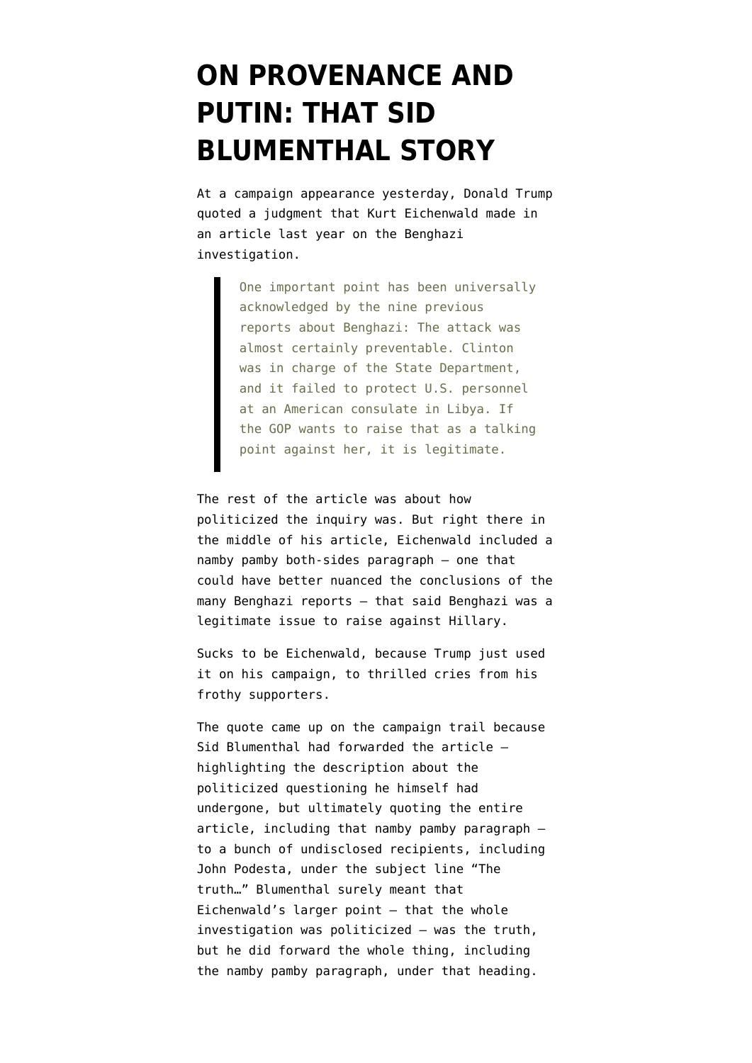# ON PROVENANCE AND PUTIN: THAT SID BLUMENTHAL STORY

At a campaign appearance yesterday, Donald Trump quoted a judgment that Kurt Eichenwald made in an article last year on the Benghazi investigation.

> One important point has been universally acknowledged by the nine previous reports about Benghazi: The attack was almost certainly preventable. Clinton was in charge of the State Department, and it failed to protect U.S. personnel at an American consulate in Libya. If the GOP wants to raise that as a talking point against her, it is legitimate.

The rest of the article was about how politicized the inquiry was. But right there in the middle of his article, Eichenwald included a namby pamby both-sides paragraph — one that could have better nuanced the conclusions of the many Benghazi reports — that said Benghazi was a legitimate issue to raise against Hillary.

Sucks to be Eichenwald, because Trump just used it on his campaign, to thrilled cries from his frothy supporters.

The quote came up on the campaign trail because Sid Blumenthal had forwarded the article — highlighting the description about the politicized questioning he himself had undergone, but ultimately quoting the entire article, including that namby pamby paragraph — to a bunch of undisclosed recipients, including John Podesta, under the subject line "The truth…" Blumenthal surely meant that Eichenwald's larger point — that the whole investigation was politicized — was the truth, but he did forward the whole thing, including the namby pamby paragraph, under that heading.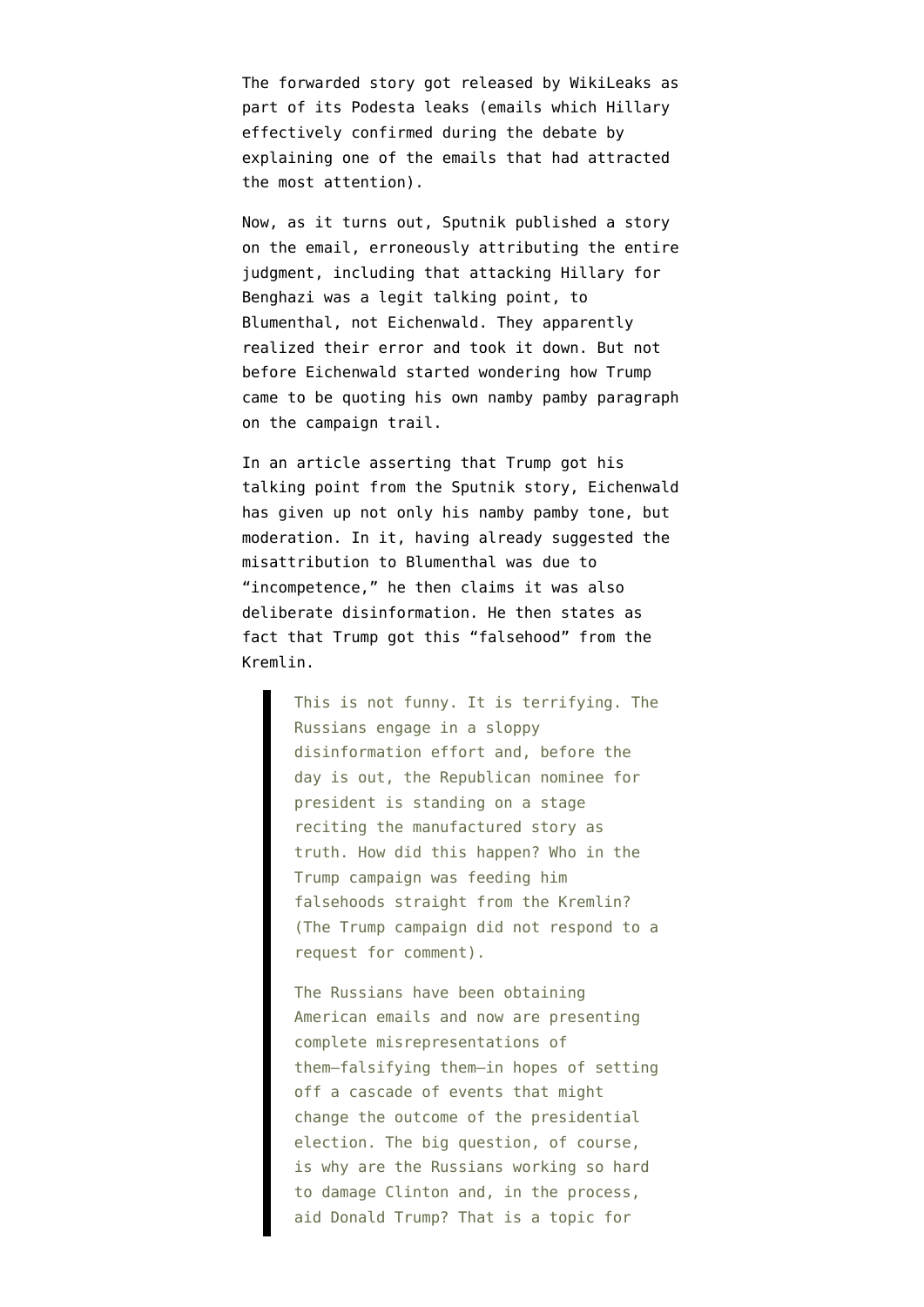The forwarded story got released by WikiLeaks as part of its Podesta leaks (emails which Hillary effectively confirmed during the debate by explaining one of the emails that had attracted the most attention).

Now, as it turns out, Sputnik published a story on the email, erroneously attributing the entire judgment, including that attacking Hillary for Benghazi was a legit talking point, to Blumenthal, not Eichenwald. They apparently realized their error and took it down. But not before Eichenwald started wondering how Trump came to be quoting his own namby pamby paragraph on the campaign trail.

In an article asserting that Trump got his talking point from the Sputnik story, Eichenwald has given up not only his namby pamby tone, but moderation. In it, having already suggested the misattribution to Blumenthal was due to "incompetence," he then claims it was also deliberate disinformation. He then states as fact that Trump got this "falsehood" from the Kremlin.

> This is not funny. It is terrifying. The Russians engage in a sloppy disinformation effort and, before the day is out, the Republican nominee for president is standing on a stage reciting the manufactured story as truth. How did this happen? Who in the Trump campaign was feeding him falsehoods straight from the Kremlin? (The Trump campaign did not respond to a request for comment).
>
> The Russians have been obtaining American emails and now are presenting complete misrepresentations of them—falsifying them—in hopes of setting off a cascade of events that might change the outcome of the presidential election. The big question, of course, is why are the Russians working so hard to damage Clinton and, in the process, aid Donald Trump? That is a topic for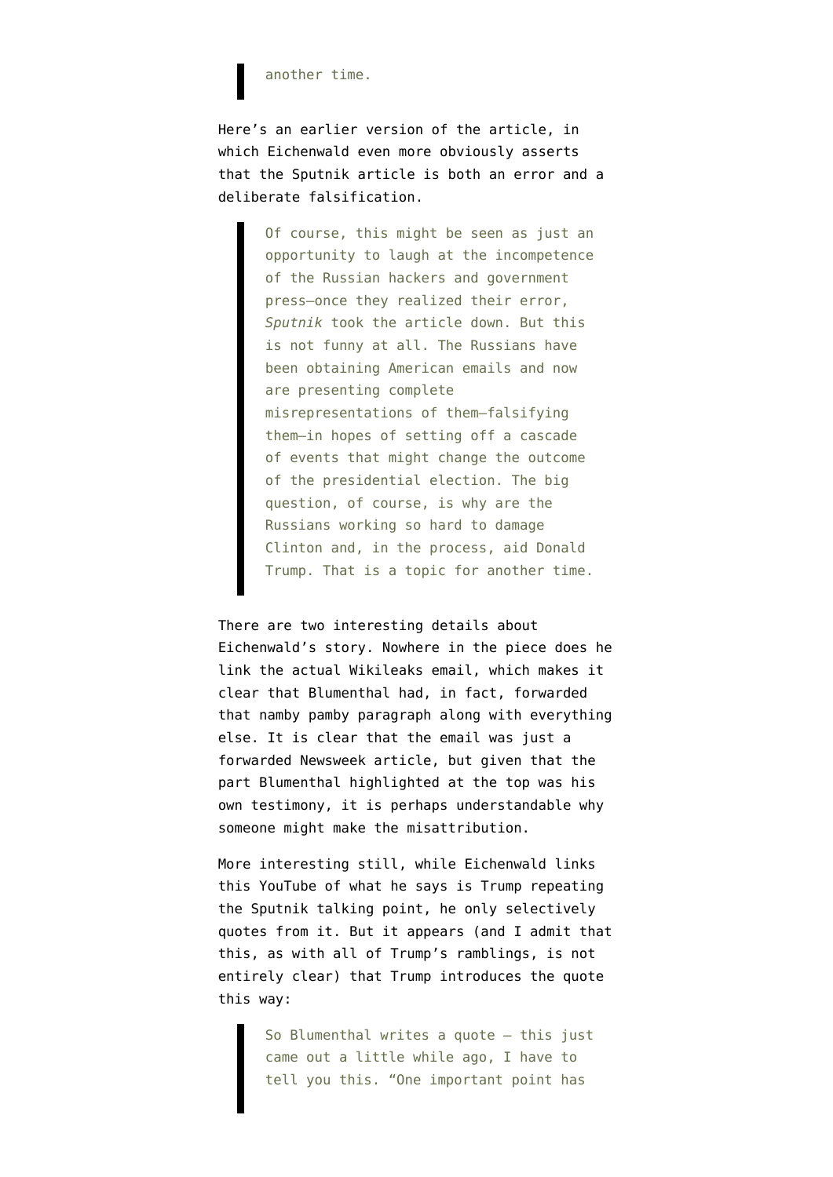> another time.

Here's an earlier version of the article, in which Eichenwald even more obviously asserts that the Sputnik article is both an error and a deliberate falsification.

> Of course, this might be seen as just an opportunity to laugh at the incompetence of the Russian hackers and government press—once they realized their error, *Sputnik* took the article down. But this is not funny at all. The Russians have been obtaining American emails and now are presenting complete misrepresentations of them—falsifying them—in hopes of setting off a cascade of events that might change the outcome of the presidential election. The big question, of course, is why are the Russians working so hard to damage Clinton and, in the process, aid Donald Trump. That is a topic for another time.

There are two interesting details about Eichenwald's story. Nowhere in the piece does he link the actual Wikileaks email, which makes it clear that Blumenthal had, in fact, forwarded that namby pamby paragraph along with everything else. It is clear that the email was just a forwarded Newsweek article, but given that the part Blumenthal highlighted at the top was his own testimony, it is perhaps understandable why someone might make the misattribution.

More interesting still, while Eichenwald links this YouTube of what he says is Trump repeating the Sputnik talking point, he only selectively quotes from it. But it appears (and I admit that this, as with all of Trump's ramblings, is not entirely clear) that Trump introduces the quote this way:

> So Blumenthal writes a quote – this just came out a little while ago, I have to tell you this. "One important point has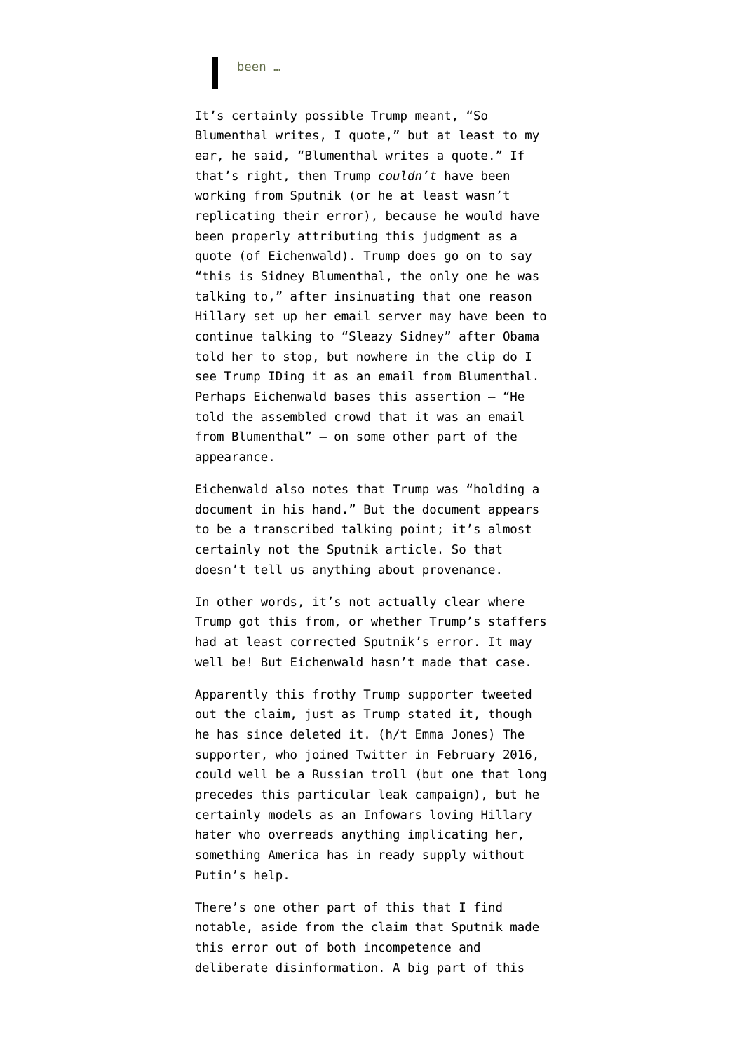> been …

It's certainly possible Trump meant, "So Blumenthal writes, I quote," but at least to my ear, he said, "Blumenthal writes a quote." If that's right, then Trump *couldn't* have been working from Sputnik (or he at least wasn't replicating their error), because he would have been properly attributing this judgment as a quote (of Eichenwald). Trump does go on to say "this is Sidney Blumenthal, the only one he was talking to," after insinuating that one reason Hillary set up her email server may have been to continue talking to "Sleazy Sidney" after Obama told her to stop, but nowhere in the clip do I see Trump IDing it as an email from Blumenthal. Perhaps Eichenwald bases this assertion — "He told the assembled crowd that it was an email from Blumenthal" — on some other part of the appearance.

Eichenwald also notes that Trump was "holding a document in his hand." But the document appears to be a transcribed talking point; it's almost certainly not the Sputnik article. So that doesn't tell us anything about provenance.

In other words, it's not actually clear where Trump got this from, or whether Trump's staffers had at least corrected Sputnik's error. It may well be! But Eichenwald hasn't made that case.

Apparently this frothy Trump supporter tweeted out the claim, just as Trump stated it, though he has since deleted it. (h/t Emma Jones) The supporter, who joined Twitter in February 2016, could well be a Russian troll (but one that long precedes this particular leak campaign), but he certainly models as an Infowars loving Hillary hater who overreads anything implicating her, something America has in ready supply without Putin's help.

There's one other part of this that I find notable, aside from the claim that Sputnik made this error out of both incompetence and deliberate disinformation. A big part of this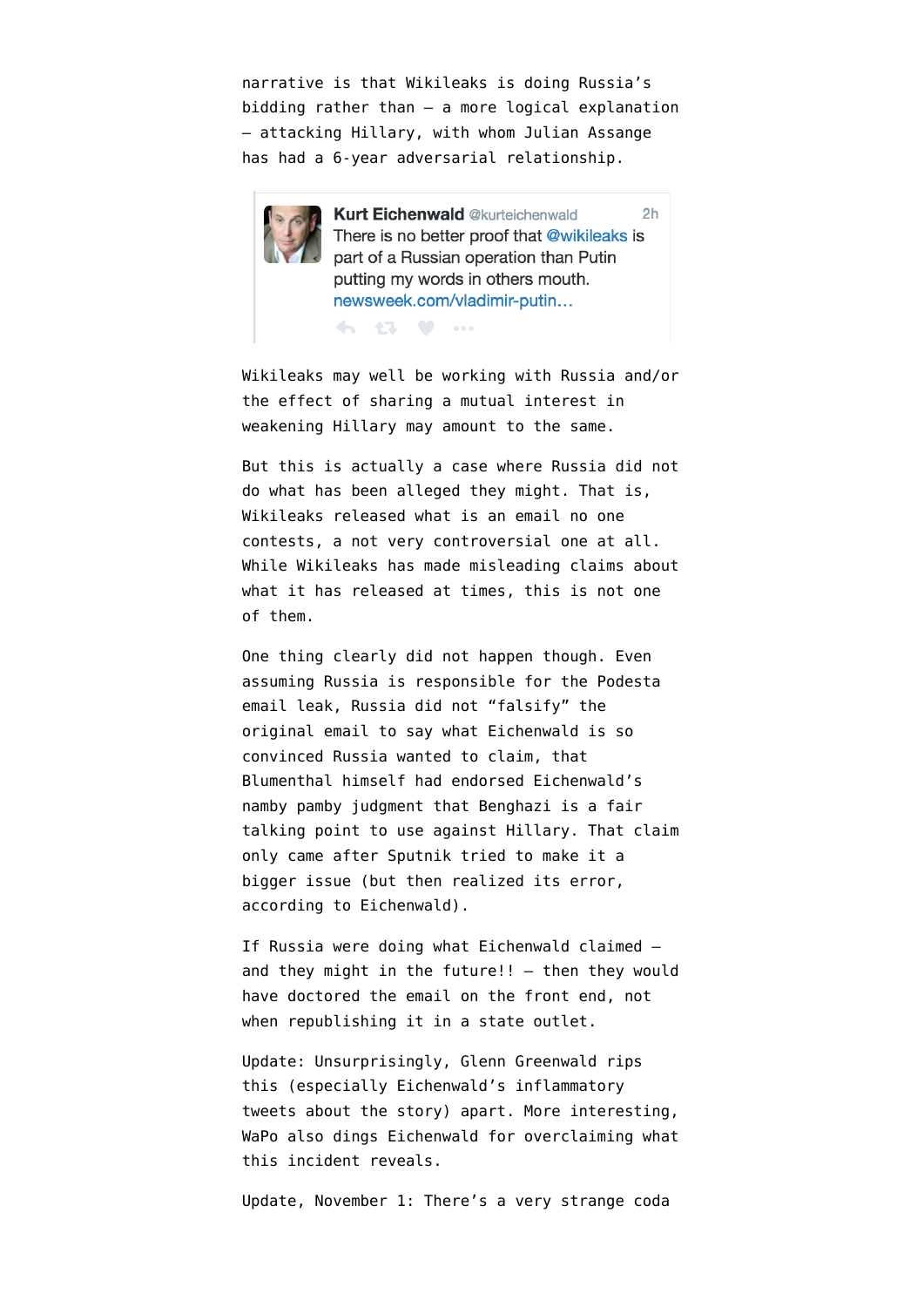narrative is that Wikileaks is doing Russia's bidding rather than — a more logical explanation — attacking Hillary, with whom Julian Assange has had a 6-year adversarial relationship.

> **Kurt Eichenwald** @kurteichenwald 2h
> There is no better proof that @wikileaks is part of a Russian operation than Putin putting my words in others mouth.
> newsweek.com/vladimir-putin…

Wikileaks may well be working with Russia and/or the effect of sharing a mutual interest in weakening Hillary may amount to the same.

But this is actually a case where Russia did not do what has been alleged they might. That is, Wikileaks released what is an email no one contests, a not very controversial one at all. While Wikileaks has made misleading claims about what it has released at times, this is not one of them.

One thing clearly did not happen though. Even assuming Russia is responsible for the Podesta email leak, Russia did not "falsify" the original email to say what Eichenwald is so convinced Russia wanted to claim, that Blumenthal himself had endorsed Eichenwald's namby pamby judgment that Benghazi is a fair talking point to use against Hillary. That claim only came after Sputnik tried to make it a bigger issue (but then realized its error, according to Eichenwald).

If Russia were doing what Eichenwald claimed — and they might in the future!! — then they would have doctored the email on the front end, not when republishing it in a state outlet.

Update: Unsurprisingly, Glenn Greenwald rips this (especially Eichenwald's inflammatory tweets about the story) apart. More interesting, WaPo also dings Eichenwald for overclaiming what this incident reveals.

Update, November 1: There's a very strange coda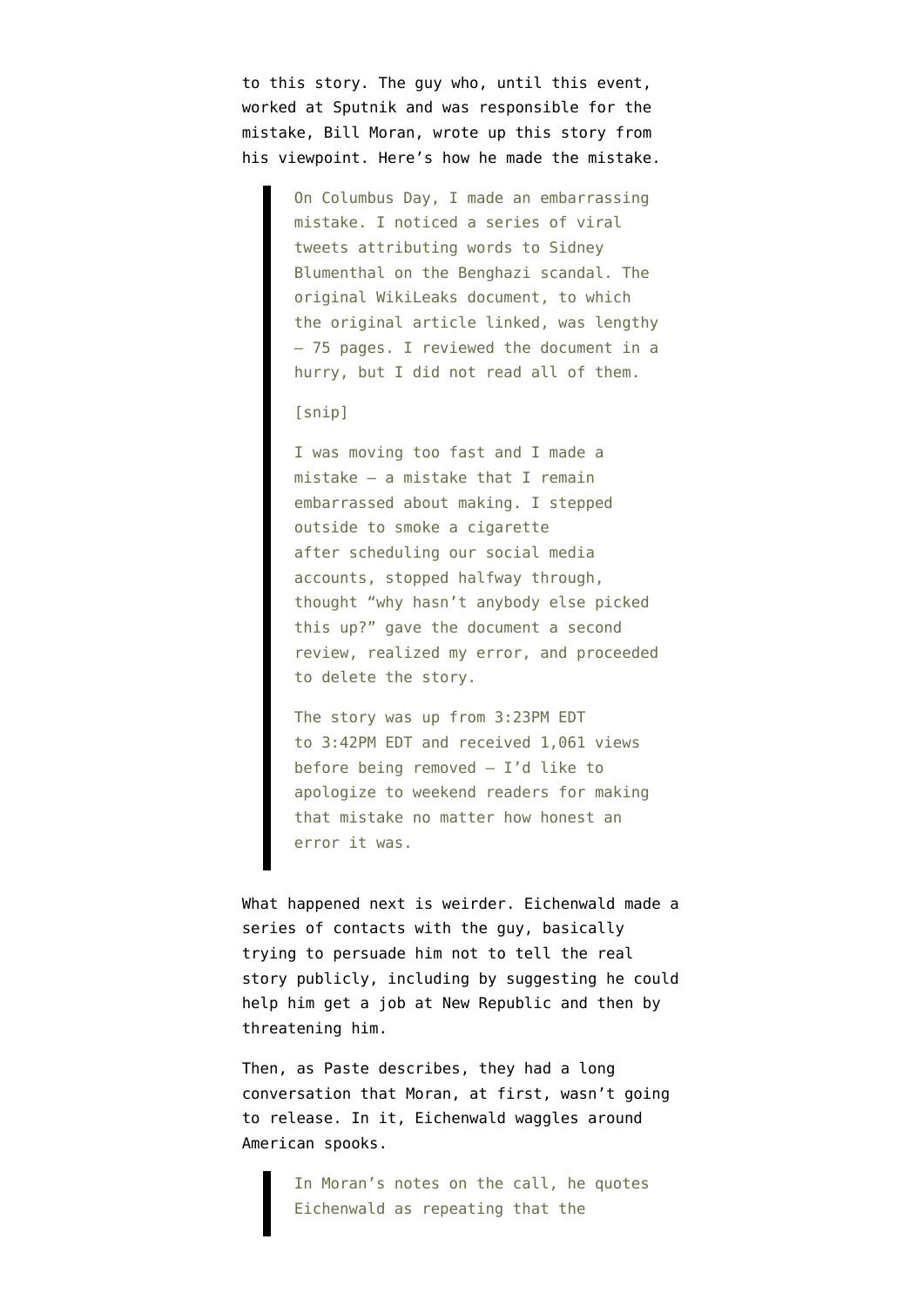to this story. The guy who, until this event, worked at Sputnik and was responsible for the mistake, Bill Moran, wrote up this story from his viewpoint. Here's how he made the mistake.

> On Columbus Day, I made an embarrassing mistake. I noticed a series of viral tweets attributing words to Sidney Blumenthal on the Benghazi scandal. The original WikiLeaks document, to which the original article linked, was lengthy — 75 pages. I reviewed the document in a hurry, but I did not read all of them.
>
> [snip]
>
> I was moving too fast and I made a mistake — a mistake that I remain embarrassed about making. I stepped outside to smoke a cigarette after scheduling our social media accounts, stopped halfway through, thought "why hasn't anybody else picked this up?" gave the document a second review, realized my error, and proceeded to delete the story.
>
> The story was up from 3:23PM EDT to 3:42PM EDT and received 1,061 views before being removed — I'd like to apologize to weekend readers for making that mistake no matter how honest an error it was.

What happened next is weirder. Eichenwald made a series of contacts with the guy, basically trying to persuade him not to tell the real story publicly, including by suggesting he could help him get a job at New Republic and then by threatening him.

Then, as Paste describes, they had a long conversation that Moran, at first, wasn't going to release. In it, Eichenwald waggles around American spooks.

> In Moran's notes on the call, he quotes Eichenwald as repeating that the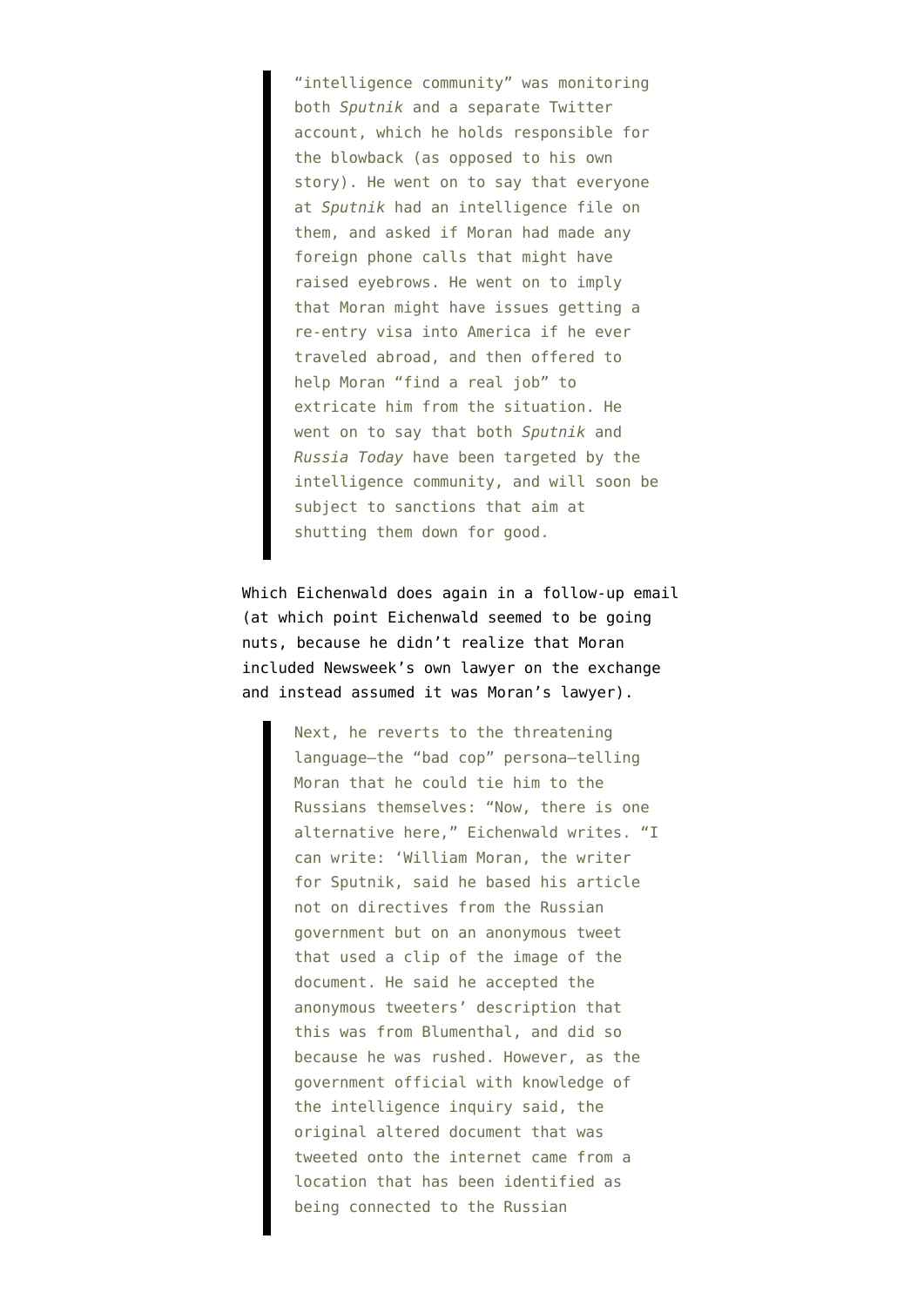> "intelligence community" was monitoring both *Sputnik* and a separate Twitter account, which he holds responsible for the blowback (as opposed to his own story). He went on to say that everyone at *Sputnik* had an intelligence file on them, and asked if Moran had made any foreign phone calls that might have raised eyebrows. He went on to imply that Moran might have issues getting a re-entry visa into America if he ever traveled abroad, and then offered to help Moran "find a real job" to extricate him from the situation. He went on to say that both *Sputnik* and *Russia Today* have been targeted by the intelligence community, and will soon be subject to sanctions that aim at shutting them down for good.

Which Eichenwald does again in a follow-up email (at which point Eichenwald seemed to be going nuts, because he didn't realize that Moran included Newsweek's own lawyer on the exchange and instead assumed it was Moran's lawyer).

> Next, he reverts to the threatening language—the "bad cop" persona—telling Moran that he could tie him to the Russians themselves: "Now, there is one alternative here," Eichenwald writes. "I can write: 'William Moran, the writer for Sputnik, said he based his article not on directives from the Russian government but on an anonymous tweet that used a clip of the image of the document. He said he accepted the anonymous tweeters' description that this was from Blumenthal, and did so because he was rushed. However, as the government official with knowledge of the intelligence inquiry said, the original altered document that was tweeted onto the internet came from a location that has been identified as being connected to the Russian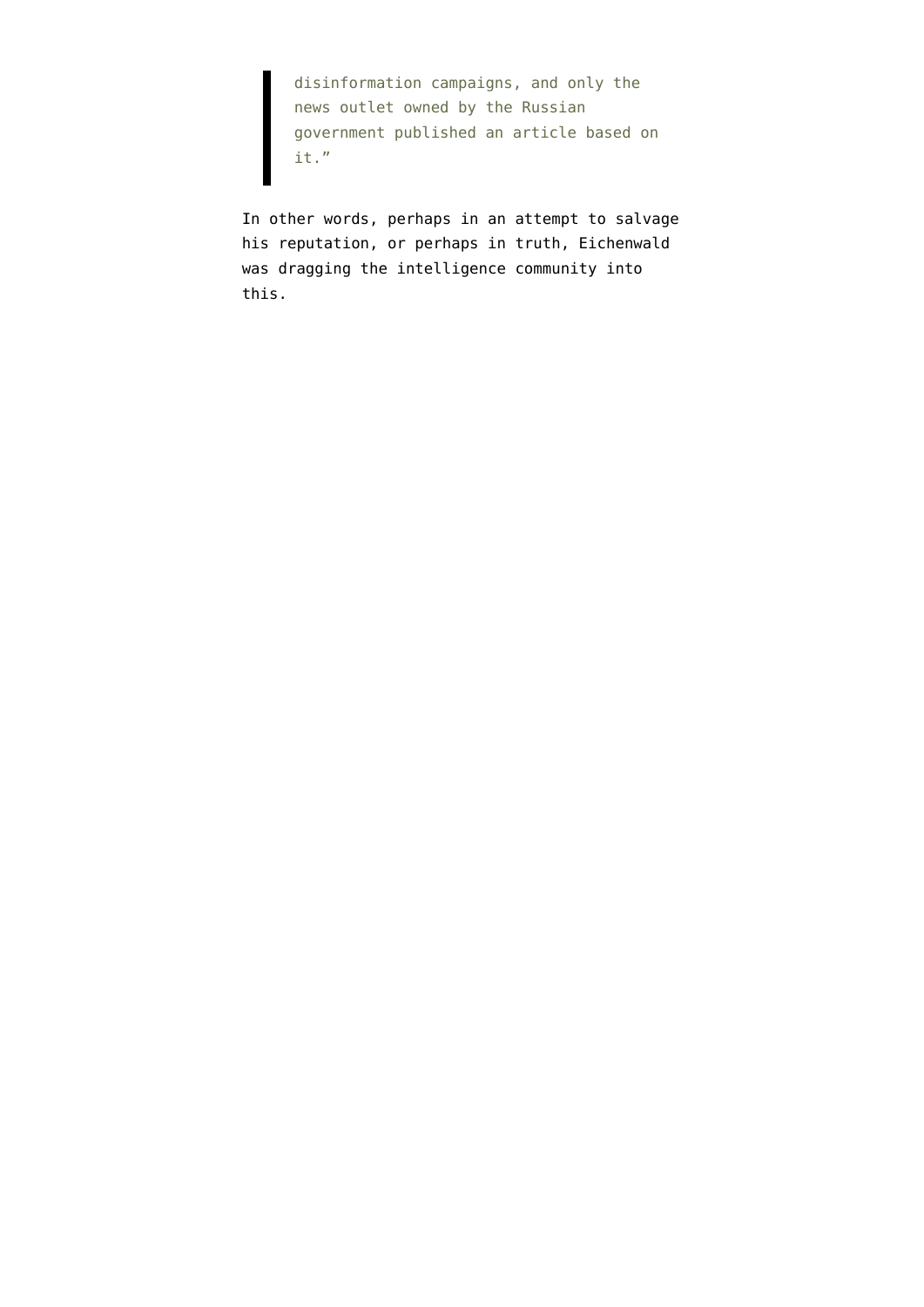> disinformation campaigns, and only the news outlet owned by the Russian government published an article based on it."

In other words, perhaps in an attempt to salvage his reputation, or perhaps in truth, Eichenwald was dragging the intelligence community into this.